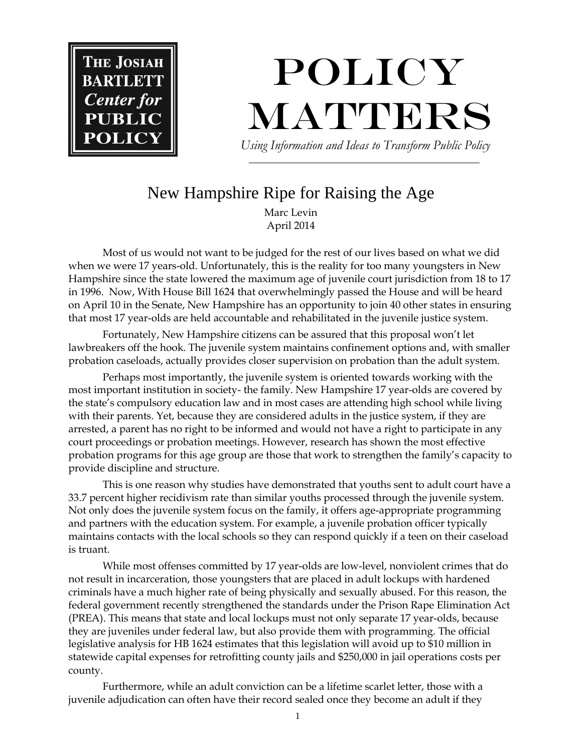**THE JOSIAH BARTLETT *Center for* PUBLIC POLICY**

# POLICY MATTERS

*Using Information and Ideas to Transform Public Policy*

## New Hampshire Ripe for Raising the Age

Marc Levin
April 2014

Most of us would not want to be judged for the rest of our lives based on what we did when we were 17 years-old. Unfortunately, this is the reality for too many youngsters in New Hampshire since the state lowered the maximum age of juvenile court jurisdiction from 18 to 17 in 1996. Now, With House Bill 1624 that overwhelmingly passed the House and will be heard on April 10 in the Senate, New Hampshire has an opportunity to join 40 other states in ensuring that most 17 year-olds are held accountable and rehabilitated in the juvenile justice system.

Fortunately, New Hampshire citizens can be assured that this proposal won't let lawbreakers off the hook. The juvenile system maintains confinement options and, with smaller probation caseloads, actually provides closer supervision on probation than the adult system.

Perhaps most importantly, the juvenile system is oriented towards working with the most important institution in society- the family. New Hampshire 17 year-olds are covered by the state's compulsory education law and in most cases are attending high school while living with their parents. Yet, because they are considered adults in the justice system, if they are arrested, a parent has no right to be informed and would not have a right to participate in any court proceedings or probation meetings. However, research has shown the most effective probation programs for this age group are those that work to strengthen the family's capacity to provide discipline and structure.

This is one reason why studies have demonstrated that youths sent to adult court have a 33.7 percent higher recidivism rate than similar youths processed through the juvenile system. Not only does the juvenile system focus on the family, it offers age-appropriate programming and partners with the education system. For example, a juvenile probation officer typically maintains contacts with the local schools so they can respond quickly if a teen on their caseload is truant.

While most offenses committed by 17 year-olds are low-level, nonviolent crimes that do not result in incarceration, those youngsters that are placed in adult lockups with hardened criminals have a much higher rate of being physically and sexually abused. For this reason, the federal government recently strengthened the standards under the Prison Rape Elimination Act (PREA). This means that state and local lockups must not only separate 17 year-olds, because they are juveniles under federal law, but also provide them with programming. The official legislative analysis for HB 1624 estimates that this legislation will avoid up to $10 million in statewide capital expenses for retrofitting county jails and $250,000 in jail operations costs per county.

Furthermore, while an adult conviction can be a lifetime scarlet letter, those with a juvenile adjudication can often have their record sealed once they become an adult if they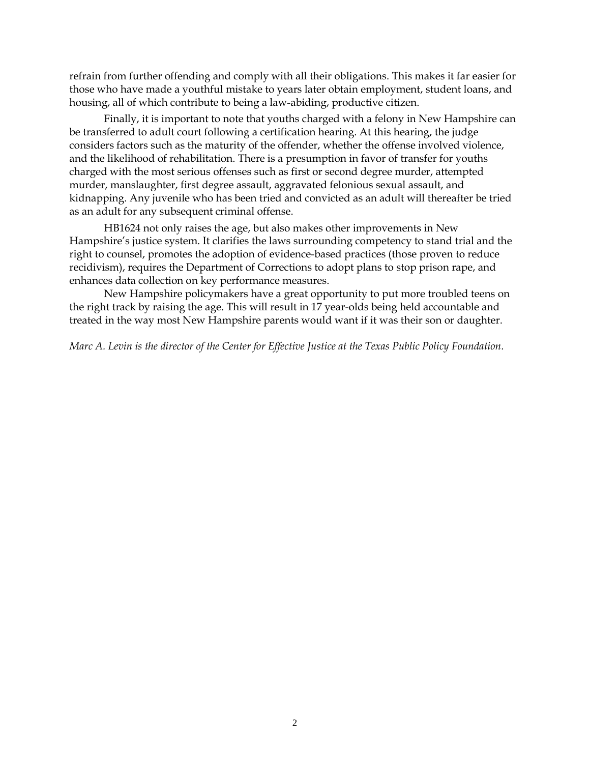refrain from further offending and comply with all their obligations. This makes it far easier for those who have made a youthful mistake to years later obtain employment, student loans, and housing, all of which contribute to being a law-abiding, productive citizen.

Finally, it is important to note that youths charged with a felony in New Hampshire can be transferred to adult court following a certification hearing. At this hearing, the judge considers factors such as the maturity of the offender, whether the offense involved violence, and the likelihood of rehabilitation. There is a presumption in favor of transfer for youths charged with the most serious offenses such as first or second degree murder, attempted murder, manslaughter, first degree assault, aggravated felonious sexual assault, and kidnapping. Any juvenile who has been tried and convicted as an adult will thereafter be tried as an adult for any subsequent criminal offense.

HB1624 not only raises the age, but also makes other improvements in New Hampshire's justice system. It clarifies the laws surrounding competency to stand trial and the right to counsel, promotes the adoption of evidence-based practices (those proven to reduce recidivism), requires the Department of Corrections to adopt plans to stop prison rape, and enhances data collection on key performance measures.

New Hampshire policymakers have a great opportunity to put more troubled teens on the right track by raising the age. This will result in 17 year-olds being held accountable and treated in the way most New Hampshire parents would want if it was their son or daughter.

*Marc A. Levin is the director of the Center for Effective Justice at the Texas Public Policy Foundation.*